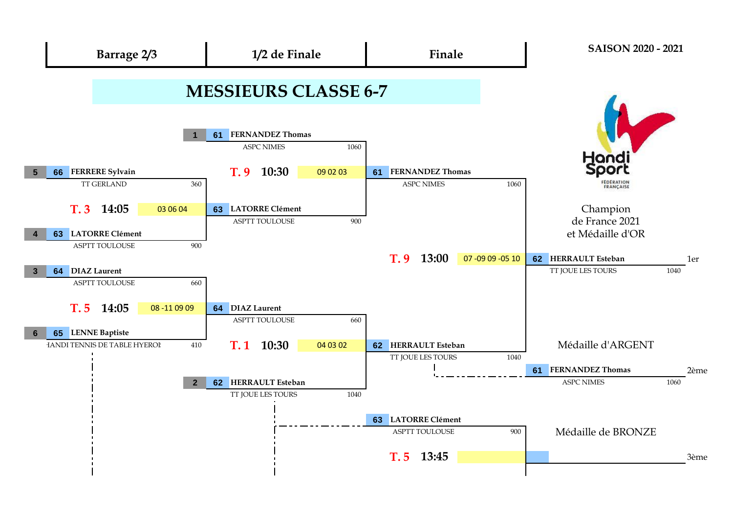| Barrage 2/3 | 1/2 de Finale | Finale |
|---|---|---|

**SAISON 2020 - 2021**

# MESSIEURS CLASSE 6-7

## Barrage 2/3

| Tête de série | N° | Joueur | Club | Points |
|---|---|---|---|---|
| 5 | 66 | FERRERE Sylvain | TT GERLAND | 360 |
| 4 | 63 | LATORRE Clément | ASPTT TOULOUSE | 900 |

T. 3 — 14:05 — 03 06 04 → **63 LATORRE Clément** (ASPTT TOULOUSE, 900)

| Tête de série | N° | Joueur | Club | Points |
|---|---|---|---|---|
| 3 | 64 | DIAZ Laurent | ASPTT TOULOUSE | 660 |
| 6 | 65 | LENNE Baptiste | HANDI TENNIS DE TABLE HYEROI | 410 |

T. 5 — 14:05 — 08 -11 09 09 → **64 DIAZ Laurent** (ASPTT TOULOUSE, 660)

## 1/2 de Finale

| Tête de série | N° | Joueur | Club | Points |
|---|---|---|---|---|
| 1 | 61 | FERNANDEZ Thomas | ASPC NIMES | 1060 |
| | 63 | LATORRE Clément | ASPTT TOULOUSE | 900 |

T. 9 — 10:30 — 09 02 03 → **61 FERNANDEZ Thomas** (ASPC NIMES, 1060)

| Tête de série | N° | Joueur | Club | Points |
|---|---|---|---|---|
| | 64 | DIAZ Laurent | ASPTT TOULOUSE | 660 |
| 2 | 62 | HERRAULT Esteban | TT JOUE LES TOURS | 1040 |

T. 1 — 10:30 — 04 03 02 → **62 HERRAULT Esteban** (TT JOUE LES TOURS, 1040)

## Finale

61 FERNANDEZ Thomas (ASPC NIMES, 1060) vs 62 HERRAULT Esteban (TT JOUE LES TOURS, 1040)

T. 9 — 13:00 — 07 -09 09 -05 10

## Match pour la 3ème place

63 LATORRE Clément (ASPTT TOULOUSE, 900)

T. 5 — 13:45

## Classement

Champion de France 2021 et Médaille d'OR

| Place | N° | Joueur | Club | Points |
|---|---|---|---|---|
| 1er | 62 | HERRAULT Esteban | TT JOUE LES TOURS | 1040 |

Médaille d'ARGENT

| Place | N° | Joueur | Club | Points |
|---|---|---|---|---|
| 2ème | 61 | FERNANDEZ Thomas | ASPC NIMES | 1060 |

Médaille de BRONZE

| Place | N° | Joueur | Club | Points |
|---|---|---|---|---|
| 3ème | | | | |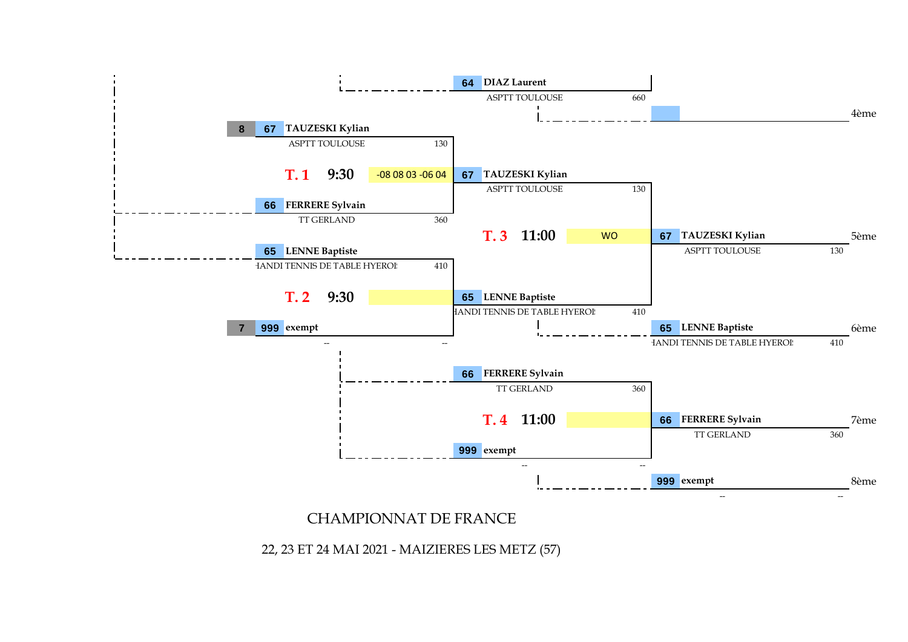64 **DIAZ Laurent**
ASPTT TOULOUSE 660

4ème

8 | 67 **TAUZESKI Kylian**
ASPTT TOULOUSE 130

**T. 1** **9:30** -08 08 03 -06 04

67 **TAUZESKI Kylian**
ASPTT TOULOUSE 130

66 **FERRERE Sylvain**
TT GERLAND 360

**T. 3** **11:00** WO

67 **TAUZESKI Kylian**
ASPTT TOULOUSE 130
5ème

65 **LENNE Baptiste**
HANDI TENNIS DE TABLE HYEROI 410

**T. 2** **9:30**

65 **LENNE Baptiste**
HANDI TENNIS DE TABLE HYEROI 410

7 | 999 **exempt**
-- --

65 **LENNE Baptiste**
HANDI TENNIS DE TABLE HYEROI 410
6ème

66 **FERRERE Sylvain**
TT GERLAND 360

**T. 4** **11:00**

66 **FERRERE Sylvain**
TT GERLAND 360
7ème

999 **exempt**
-- --

999 **exempt**
-- --
8ème

CHAMPIONNAT DE FRANCE

22, 23 ET 24 MAI 2021 - MAIZIERES LES METZ (57)